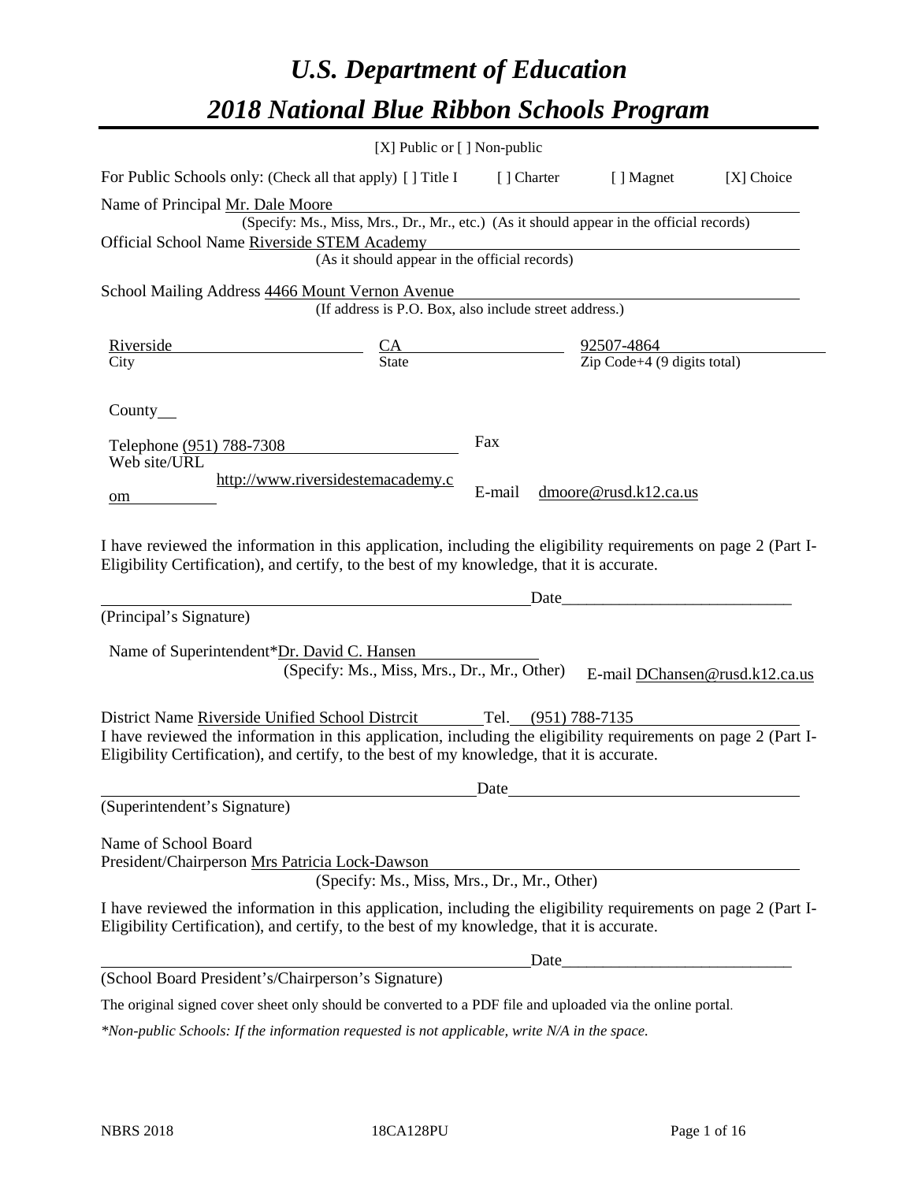# *U.S. Department of Education*

# *2018 National Blue Ribbon Schools Program*

[X] Public or [ ] Non-public

For Public Schools only: (Check all that apply) [ ] Title I [ ] Charter [ ] Magnet [X] Choice

Name of Principal Mr. Dale Moore

(Specify: Ms., Miss, Mrs., Dr., Mr., etc.) (As it should appear in the official records)

Official School Name Riverside STEM Academy

(As it should appear in the official records)

School Mailing Address 4466 Mount Vernon Avenue

(If address is P.O. Box, also include street address.)

| Riverside | CA | 92507-4864 |
|---|---|---|
| City | State | Zip Code+4 (9 digits total) |

County

Telephone (951) 788-7308 Fax

Web site/URL http://www.riversidestemacademy.com E-mail dmoore@rusd.k12.ca.us

I have reviewed the information in this application, including the eligibility requirements on page 2 (Part I-Eligibility Certification), and certify, to the best of my knowledge, that it is accurate.

_______________________________________________Date___________________________

(Principal's Signature)

Name of Superintendent*Dr. David C. Hansen E-mail DChansen@rusd.k12.ca.us

(Specify: Ms., Miss, Mrs., Dr., Mr., Other)

District Name Riverside Unified School Distrcit Tel. (951) 788-7135

I have reviewed the information in this application, including the eligibility requirements on page 2 (Part I-Eligibility Certification), and certify, to the best of my knowledge, that it is accurate.

_______________________________________________Date___________________________

(Superintendent's Signature)

Name of School Board President/Chairperson Mrs Patricia Lock-Dawson

(Specify: Ms., Miss, Mrs., Dr., Mr., Other)

I have reviewed the information in this application, including the eligibility requirements on page 2 (Part I-Eligibility Certification), and certify, to the best of my knowledge, that it is accurate.

_______________________________________________Date___________________________

(School Board President's/Chairperson's Signature)

The original signed cover sheet only should be converted to a PDF file and uploaded via the online portal.

*\*Non-public Schools: If the information requested is not applicable, write N/A in the space.*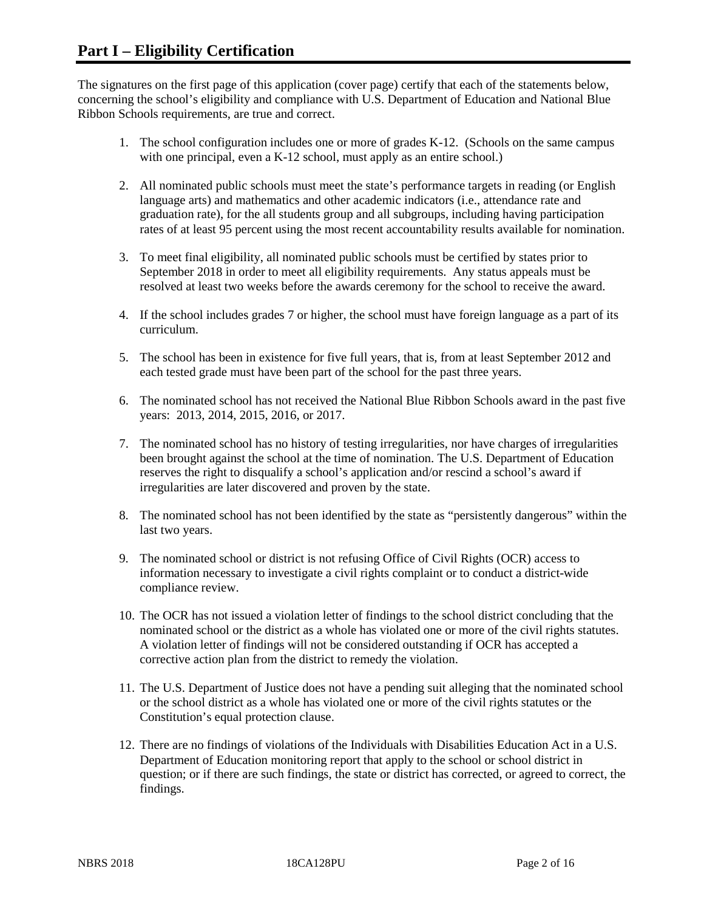# Part I – Eligibility Certification

The signatures on the first page of this application (cover page) certify that each of the statements below, concerning the school's eligibility and compliance with U.S. Department of Education and National Blue Ribbon Schools requirements, are true and correct.

1. The school configuration includes one or more of grades K-12. (Schools on the same campus with one principal, even a K-12 school, must apply as an entire school.)
2. All nominated public schools must meet the state's performance targets in reading (or English language arts) and mathematics and other academic indicators (i.e., attendance rate and graduation rate), for the all students group and all subgroups, including having participation rates of at least 95 percent using the most recent accountability results available for nomination.
3. To meet final eligibility, all nominated public schools must be certified by states prior to September 2018 in order to meet all eligibility requirements. Any status appeals must be resolved at least two weeks before the awards ceremony for the school to receive the award.
4. If the school includes grades 7 or higher, the school must have foreign language as a part of its curriculum.
5. The school has been in existence for five full years, that is, from at least September 2012 and each tested grade must have been part of the school for the past three years.
6. The nominated school has not received the National Blue Ribbon Schools award in the past five years: 2013, 2014, 2015, 2016, or 2017.
7. The nominated school has no history of testing irregularities, nor have charges of irregularities been brought against the school at the time of nomination. The U.S. Department of Education reserves the right to disqualify a school's application and/or rescind a school's award if irregularities are later discovered and proven by the state.
8. The nominated school has not been identified by the state as "persistently dangerous" within the last two years.
9. The nominated school or district is not refusing Office of Civil Rights (OCR) access to information necessary to investigate a civil rights complaint or to conduct a district-wide compliance review.
10. The OCR has not issued a violation letter of findings to the school district concluding that the nominated school or the district as a whole has violated one or more of the civil rights statutes. A violation letter of findings will not be considered outstanding if OCR has accepted a corrective action plan from the district to remedy the violation.
11. The U.S. Department of Justice does not have a pending suit alleging that the nominated school or the school district as a whole has violated one or more of the civil rights statutes or the Constitution's equal protection clause.
12. There are no findings of violations of the Individuals with Disabilities Education Act in a U.S. Department of Education monitoring report that apply to the school or school district in question; or if there are such findings, the state or district has corrected, or agreed to correct, the findings.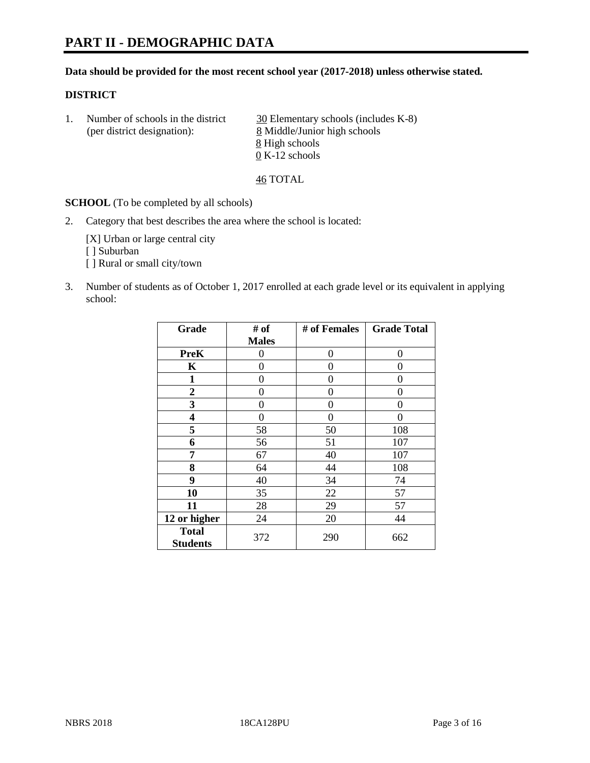# PART II - DEMOGRAPHIC DATA

**Data should be provided for the most recent school year (2017-2018) unless otherwise stated.**

**DISTRICT**

1. Number of schools in the district (per district designation):
   30 Elementary schools (includes K-8)
   8 Middle/Junior high schools
   8 High schools
   0 K-12 schools

   46 TOTAL

**SCHOOL** (To be completed by all schools)

2. Category that best describes the area where the school is located:

   [X] Urban or large central city
   [ ] Suburban
   [ ] Rural or small city/town

3. Number of students as of October 1, 2017 enrolled at each grade level or its equivalent in applying school:

| Grade | # of Males | # of Females | Grade Total |
|---|---|---|---|
| PreK | 0 | 0 | 0 |
| K | 0 | 0 | 0 |
| 1 | 0 | 0 | 0 |
| 2 | 0 | 0 | 0 |
| 3 | 0 | 0 | 0 |
| 4 | 0 | 0 | 0 |
| 5 | 58 | 50 | 108 |
| 6 | 56 | 51 | 107 |
| 7 | 67 | 40 | 107 |
| 8 | 64 | 44 | 108 |
| 9 | 40 | 34 | 74 |
| 10 | 35 | 22 | 57 |
| 11 | 28 | 29 | 57 |
| 12 or higher | 24 | 20 | 44 |
| Total Students | 372 | 290 | 662 |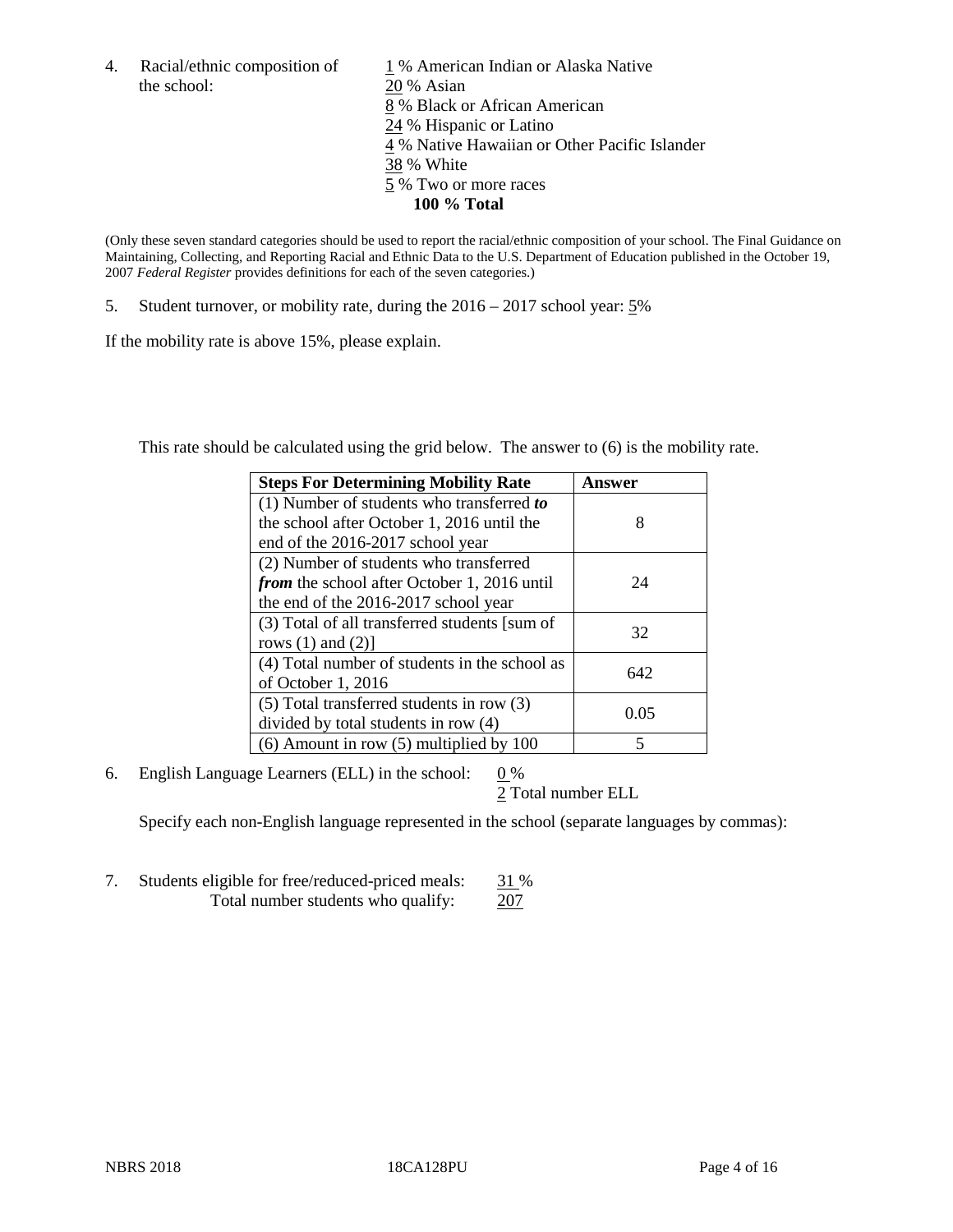4. Racial/ethnic composition of the school:

1 % American Indian or Alaska Native
20 % Asian
8 % Black or African American
24 % Hispanic or Latino
4 % Native Hawaiian or Other Pacific Islander
38 % White
5 % Two or more races
**100 % Total**

(Only these seven standard categories should be used to report the racial/ethnic composition of your school. The Final Guidance on Maintaining, Collecting, and Reporting Racial and Ethnic Data to the U.S. Department of Education published in the October 19, 2007 *Federal Register* provides definitions for each of the seven categories.)

5. Student turnover, or mobility rate, during the 2016 – 2017 school year: 5%

If the mobility rate is above 15%, please explain.

This rate should be calculated using the grid below. The answer to (6) is the mobility rate.

| **Steps For Determining Mobility Rate** | **Answer** |
| --- | --- |
| (1) Number of students who transferred ***to*** the school after October 1, 2016 until the end of the 2016-2017 school year | 8 |
| (2) Number of students who transferred ***from*** the school after October 1, 2016 until the end of the 2016-2017 school year | 24 |
| (3) Total of all transferred students [sum of rows (1) and (2)] | 32 |
| (4) Total number of students in the school as of October 1, 2016 | 642 |
| (5) Total transferred students in row (3) divided by total students in row (4) | 0.05 |
| (6) Amount in row (5) multiplied by 100 | 5 |

6. English Language Learners (ELL) in the school: 0 %
2 Total number ELL

Specify each non-English language represented in the school (separate languages by commas):

7. Students eligible for free/reduced-priced meals: 31 %
Total number students who qualify: 207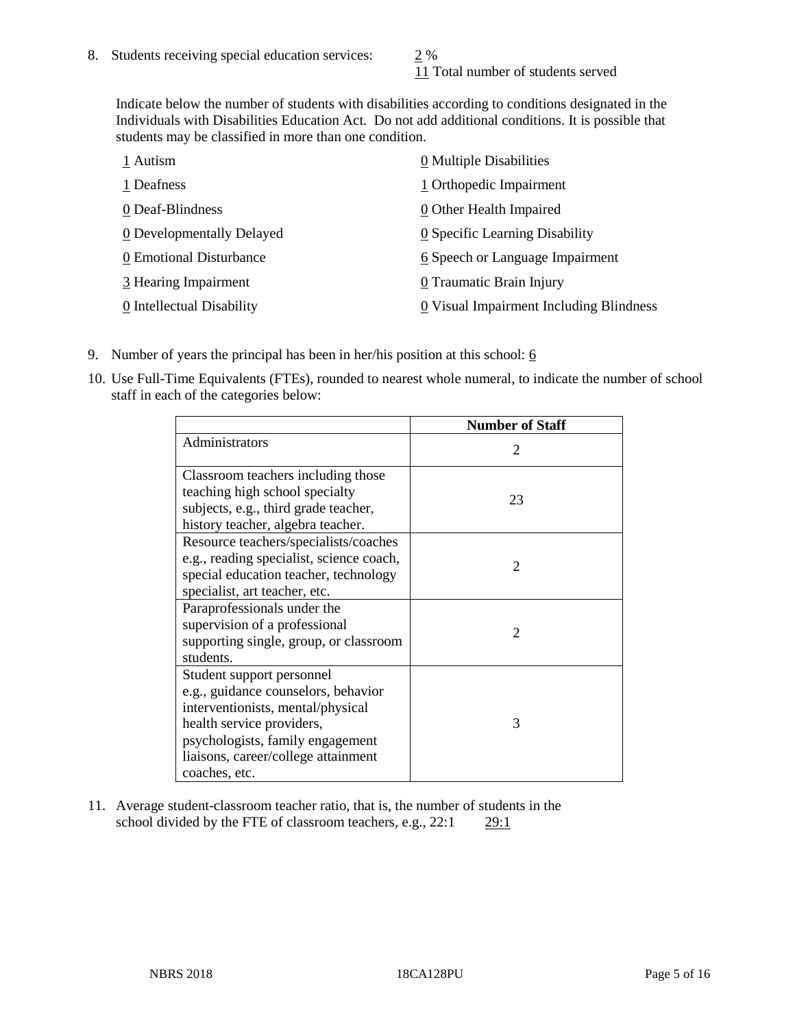8. Students receiving special education services: 2 %
   11 Total number of students served

   Indicate below the number of students with disabilities according to conditions designated in the Individuals with Disabilities Education Act. Do not add additional conditions. It is possible that students may be classified in more than one condition.

   1 Autism
   1 Deafness
   0 Deaf-Blindness
   0 Developmentally Delayed
   0 Emotional Disturbance
   3 Hearing Impairment
   0 Intellectual Disability
   0 Multiple Disabilities
   1 Orthopedic Impairment
   0 Other Health Impaired
   0 Specific Learning Disability
   6 Speech or Language Impairment
   0 Traumatic Brain Injury
   0 Visual Impairment Including Blindness

9. Number of years the principal has been in her/his position at this school: 6

10. Use Full-Time Equivalents (FTEs), rounded to nearest whole numeral, to indicate the number of school staff in each of the categories below:

| | Number of Staff |
|---|---|
| Administrators | 2 |
| Classroom teachers including those teaching high school specialty subjects, e.g., third grade teacher, history teacher, algebra teacher. | 23 |
| Resource teachers/specialists/coaches e.g., reading specialist, science coach, special education teacher, technology specialist, art teacher, etc. | 2 |
| Paraprofessionals under the supervision of a professional supporting single, group, or classroom students. | 2 |
| Student support personnel e.g., guidance counselors, behavior interventionists, mental/physical health service providers, psychologists, family engagement liaisons, career/college attainment coaches, etc. | 3 |

11. Average student-classroom teacher ratio, that is, the number of students in the school divided by the FTE of classroom teachers, e.g., 22:1 29:1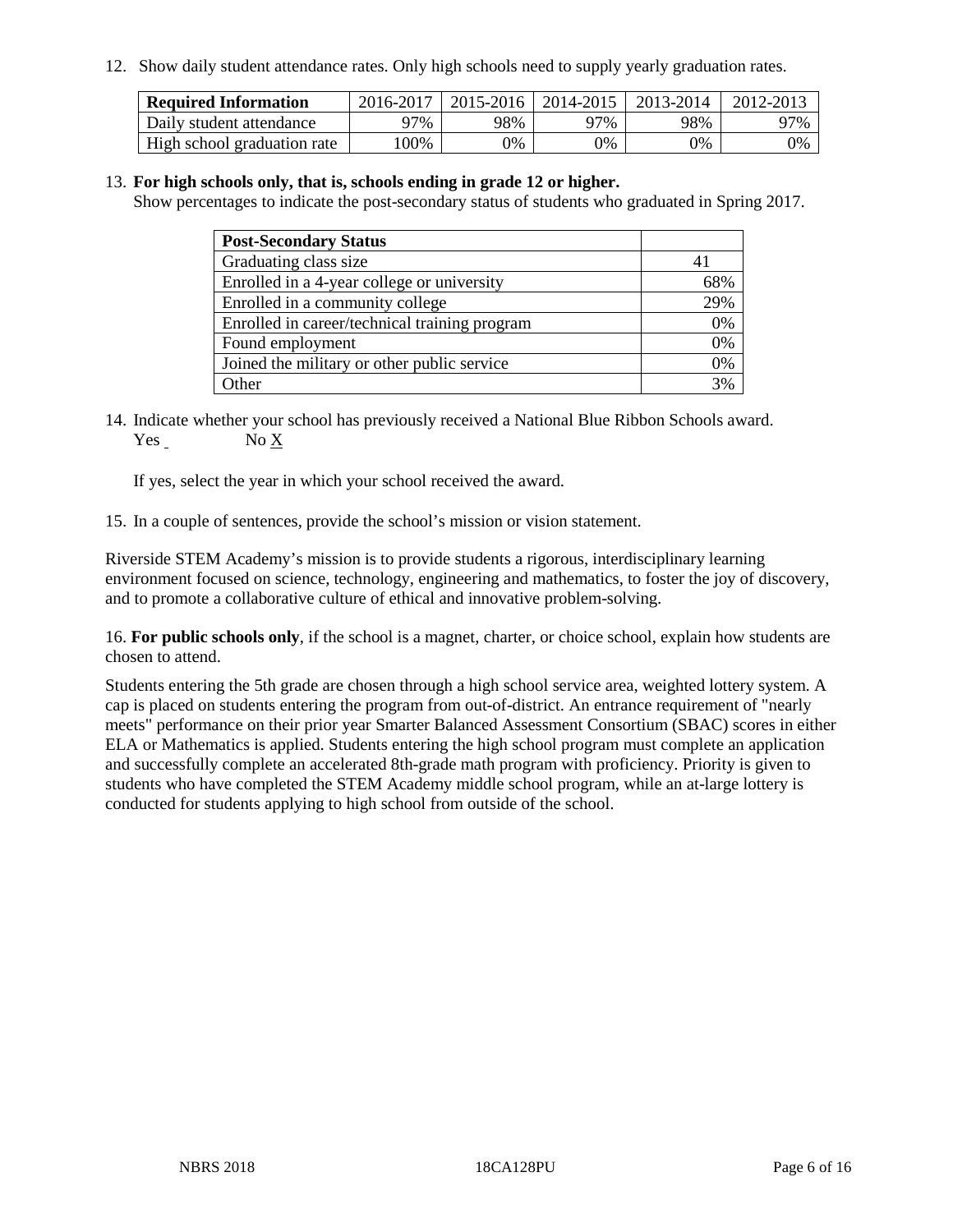12. Show daily student attendance rates. Only high schools need to supply yearly graduation rates.

| Required Information | 2016-2017 | 2015-2016 | 2014-2015 | 2013-2014 | 2012-2013 |
|---|---|---|---|---|---|
| Daily student attendance | 97% | 98% | 97% | 98% | 97% |
| High school graduation rate | 100% | 0% | 0% | 0% | 0% |

13. **For high schools only, that is, schools ending in grade 12 or higher.**
Show percentages to indicate the post-secondary status of students who graduated in Spring 2017.

| Post-Secondary Status | |
|---|---|
| Graduating class size | 41 |
| Enrolled in a 4-year college or university | 68% |
| Enrolled in a community college | 29% |
| Enrolled in career/technical training program | 0% |
| Found employment | 0% |
| Joined the military or other public service | 0% |
| Other | 3% |

14. Indicate whether your school has previously received a National Blue Ribbon Schools award.
Yes ___ No X

If yes, select the year in which your school received the award.

15. In a couple of sentences, provide the school's mission or vision statement.

Riverside STEM Academy's mission is to provide students a rigorous, interdisciplinary learning environment focused on science, technology, engineering and mathematics, to foster the joy of discovery, and to promote a collaborative culture of ethical and innovative problem-solving.

16. **For public schools only**, if the school is a magnet, charter, or choice school, explain how students are chosen to attend.

Students entering the 5th grade are chosen through a high school service area, weighted lottery system. A cap is placed on students entering the program from out-of-district. An entrance requirement of "nearly meets" performance on their prior year Smarter Balanced Assessment Consortium (SBAC) scores in either ELA or Mathematics is applied. Students entering the high school program must complete an application and successfully complete an accelerated 8th-grade math program with proficiency. Priority is given to students who have completed the STEM Academy middle school program, while an at-large lottery is conducted for students applying to high school from outside of the school.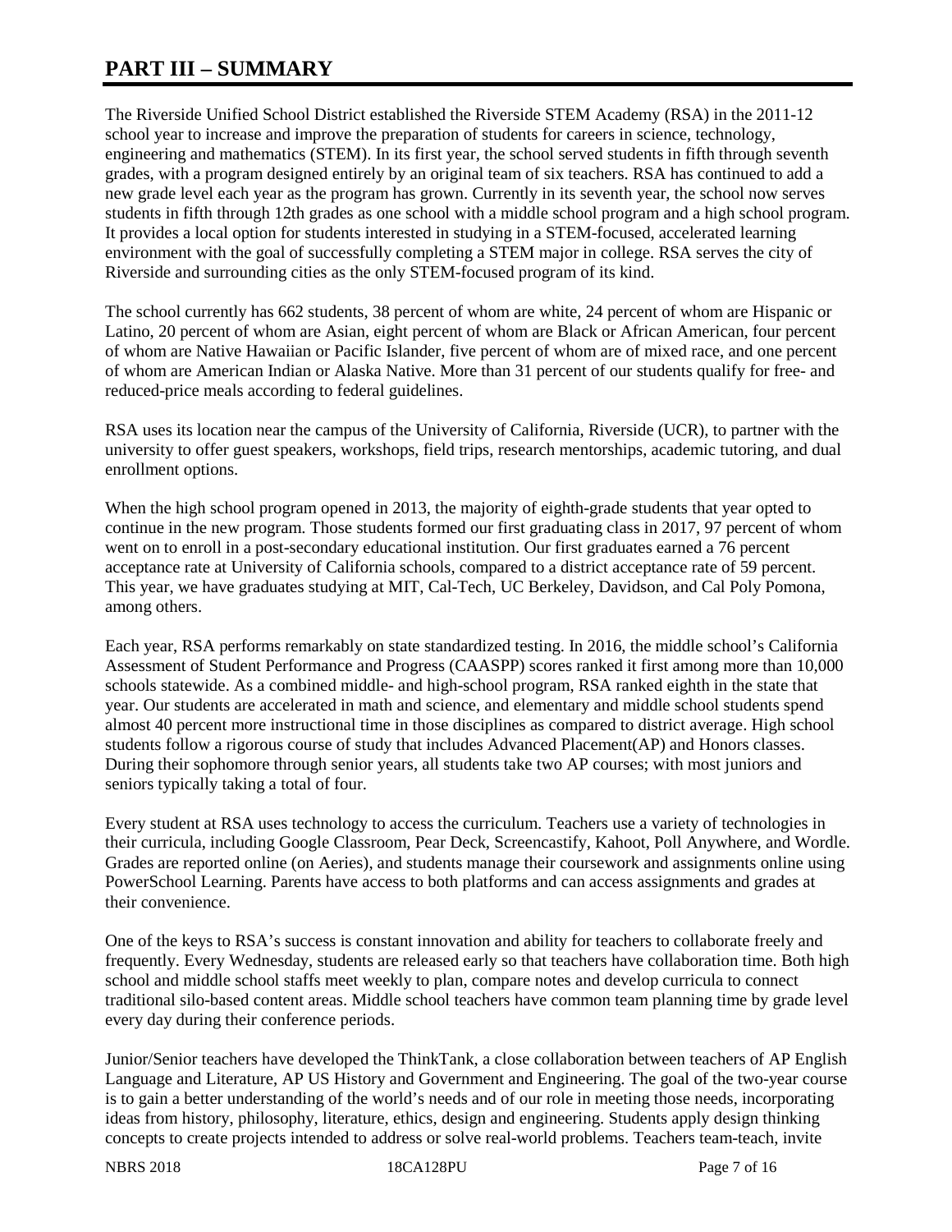# PART III – SUMMARY

The Riverside Unified School District established the Riverside STEM Academy (RSA) in the 2011-12 school year to increase and improve the preparation of students for careers in science, technology, engineering and mathematics (STEM). In its first year, the school served students in fifth through seventh grades, with a program designed entirely by an original team of six teachers. RSA has continued to add a new grade level each year as the program has grown. Currently in its seventh year, the school now serves students in fifth through 12th grades as one school with a middle school program and a high school program. It provides a local option for students interested in studying in a STEM-focused, accelerated learning environment with the goal of successfully completing a STEM major in college. RSA serves the city of Riverside and surrounding cities as the only STEM-focused program of its kind.

The school currently has 662 students, 38 percent of whom are white, 24 percent of whom are Hispanic or Latino, 20 percent of whom are Asian, eight percent of whom are Black or African American, four percent of whom are Native Hawaiian or Pacific Islander, five percent of whom are of mixed race, and one percent of whom are American Indian or Alaska Native. More than 31 percent of our students qualify for free- and reduced-price meals according to federal guidelines.

RSA uses its location near the campus of the University of California, Riverside (UCR), to partner with the university to offer guest speakers, workshops, field trips, research mentorships, academic tutoring, and dual enrollment options.

When the high school program opened in 2013, the majority of eighth-grade students that year opted to continue in the new program. Those students formed our first graduating class in 2017, 97 percent of whom went on to enroll in a post-secondary educational institution. Our first graduates earned a 76 percent acceptance rate at University of California schools, compared to a district acceptance rate of 59 percent. This year, we have graduates studying at MIT, Cal-Tech, UC Berkeley, Davidson, and Cal Poly Pomona, among others.

Each year, RSA performs remarkably on state standardized testing. In 2016, the middle school's California Assessment of Student Performance and Progress (CAASPP) scores ranked it first among more than 10,000 schools statewide. As a combined middle- and high-school program, RSA ranked eighth in the state that year. Our students are accelerated in math and science, and elementary and middle school students spend almost 40 percent more instructional time in those disciplines as compared to district average. High school students follow a rigorous course of study that includes Advanced Placement(AP) and Honors classes. During their sophomore through senior years, all students take two AP courses; with most juniors and seniors typically taking a total of four.

Every student at RSA uses technology to access the curriculum. Teachers use a variety of technologies in their curricula, including Google Classroom, Pear Deck, Screencastify, Kahoot, Poll Anywhere, and Wordle. Grades are reported online (on Aeries), and students manage their coursework and assignments online using PowerSchool Learning. Parents have access to both platforms and can access assignments and grades at their convenience.

One of the keys to RSA's success is constant innovation and ability for teachers to collaborate freely and frequently. Every Wednesday, students are released early so that teachers have collaboration time. Both high school and middle school staffs meet weekly to plan, compare notes and develop curricula to connect traditional silo-based content areas. Middle school teachers have common team planning time by grade level every day during their conference periods.

Junior/Senior teachers have developed the ThinkTank, a close collaboration between teachers of AP English Language and Literature, AP US History and Government and Engineering. The goal of the two-year course is to gain a better understanding of the world's needs and of our role in meeting those needs, incorporating ideas from history, philosophy, literature, ethics, design and engineering. Students apply design thinking concepts to create projects intended to address or solve real-world problems. Teachers team-teach, invite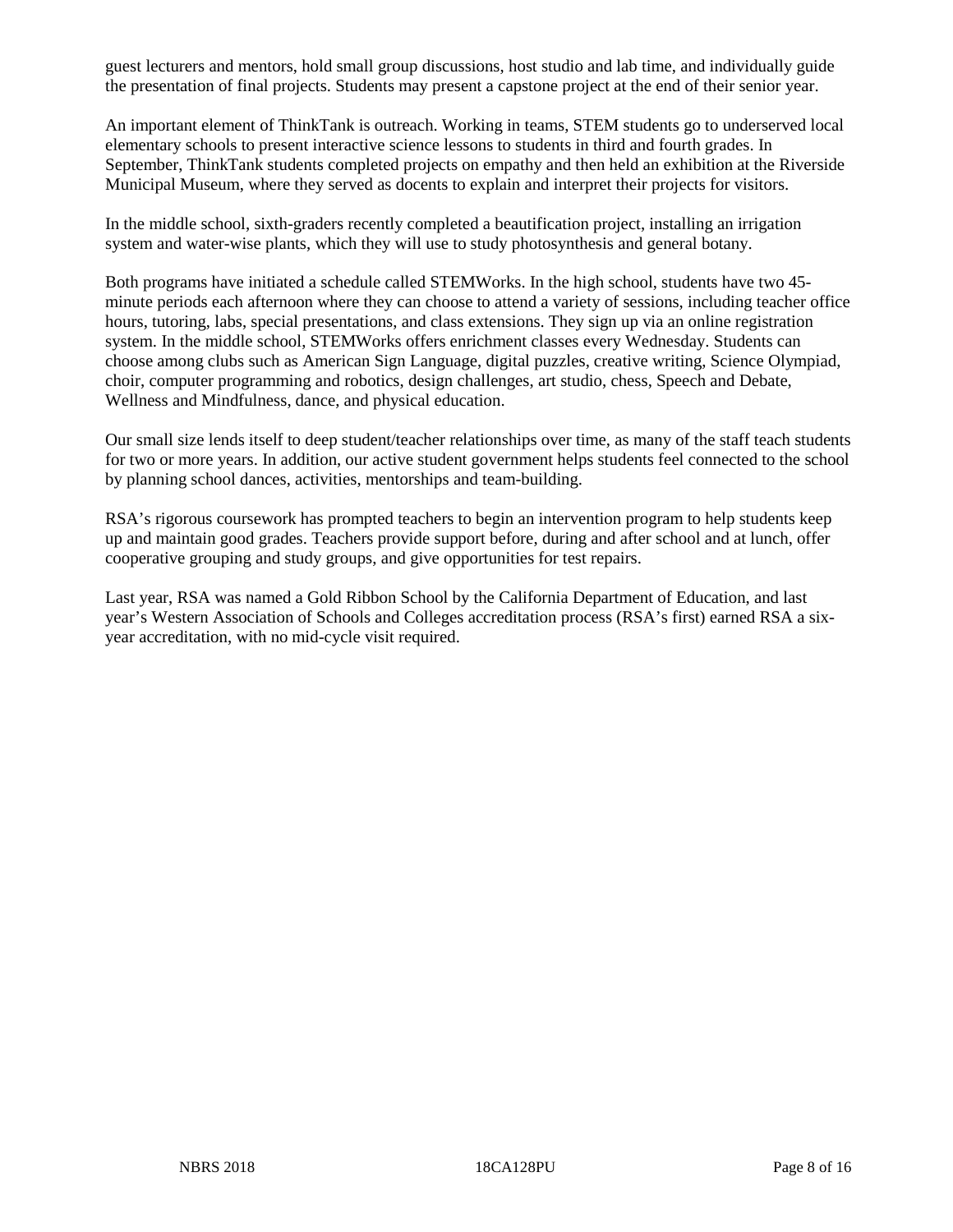guest lecturers and mentors, hold small group discussions, host studio and lab time, and individually guide the presentation of final projects. Students may present a capstone project at the end of their senior year.

An important element of ThinkTank is outreach. Working in teams, STEM students go to underserved local elementary schools to present interactive science lessons to students in third and fourth grades. In September, ThinkTank students completed projects on empathy and then held an exhibition at the Riverside Municipal Museum, where they served as docents to explain and interpret their projects for visitors.

In the middle school, sixth-graders recently completed a beautification project, installing an irrigation system and water-wise plants, which they will use to study photosynthesis and general botany.

Both programs have initiated a schedule called STEMWorks. In the high school, students have two 45-minute periods each afternoon where they can choose to attend a variety of sessions, including teacher office hours, tutoring, labs, special presentations, and class extensions. They sign up via an online registration system. In the middle school, STEMWorks offers enrichment classes every Wednesday. Students can choose among clubs such as American Sign Language, digital puzzles, creative writing, Science Olympiad, choir, computer programming and robotics, design challenges, art studio, chess, Speech and Debate, Wellness and Mindfulness, dance, and physical education.

Our small size lends itself to deep student/teacher relationships over time, as many of the staff teach students for two or more years. In addition, our active student government helps students feel connected to the school by planning school dances, activities, mentorships and team-building.

RSA's rigorous coursework has prompted teachers to begin an intervention program to help students keep up and maintain good grades. Teachers provide support before, during and after school and at lunch, offer cooperative grouping and study groups, and give opportunities for test repairs.

Last year, RSA was named a Gold Ribbon School by the California Department of Education, and last year's Western Association of Schools and Colleges accreditation process (RSA's first) earned RSA a six-year accreditation, with no mid-cycle visit required.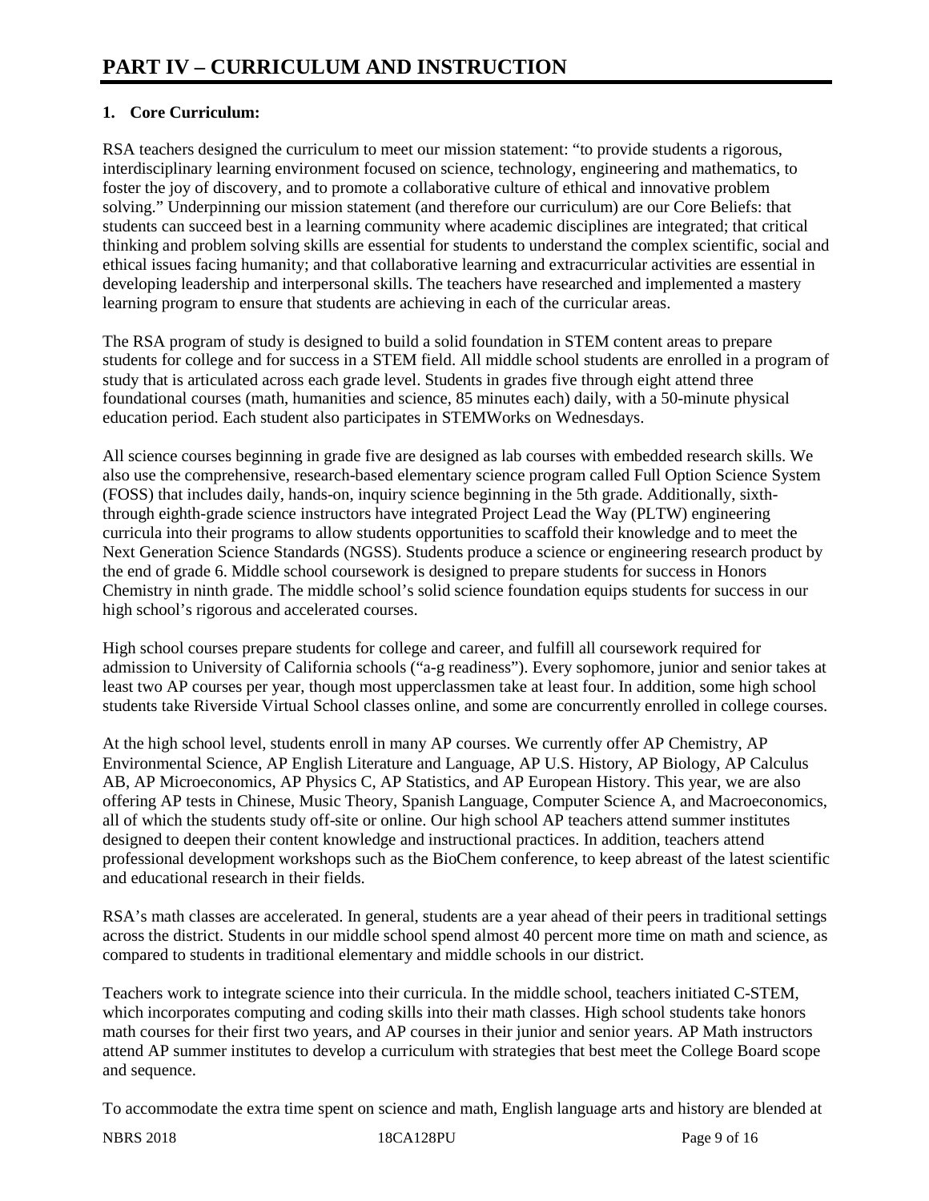# PART IV – CURRICULUM AND INSTRUCTION

**1. Core Curriculum:**

RSA teachers designed the curriculum to meet our mission statement: "to provide students a rigorous, interdisciplinary learning environment focused on science, technology, engineering and mathematics, to foster the joy of discovery, and to promote a collaborative culture of ethical and innovative problem solving." Underpinning our mission statement (and therefore our curriculum) are our Core Beliefs: that students can succeed best in a learning community where academic disciplines are integrated; that critical thinking and problem solving skills are essential for students to understand the complex scientific, social and ethical issues facing humanity; and that collaborative learning and extracurricular activities are essential in developing leadership and interpersonal skills. The teachers have researched and implemented a mastery learning program to ensure that students are achieving in each of the curricular areas.

The RSA program of study is designed to build a solid foundation in STEM content areas to prepare students for college and for success in a STEM field. All middle school students are enrolled in a program of study that is articulated across each grade level. Students in grades five through eight attend three foundational courses (math, humanities and science, 85 minutes each) daily, with a 50-minute physical education period. Each student also participates in STEMWorks on Wednesdays.

All science courses beginning in grade five are designed as lab courses with embedded research skills. We also use the comprehensive, research-based elementary science program called Full Option Science System (FOSS) that includes daily, hands-on, inquiry science beginning in the 5th grade. Additionally, sixth-through eighth-grade science instructors have integrated Project Lead the Way (PLTW) engineering curricula into their programs to allow students opportunities to scaffold their knowledge and to meet the Next Generation Science Standards (NGSS). Students produce a science or engineering research product by the end of grade 6. Middle school coursework is designed to prepare students for success in Honors Chemistry in ninth grade. The middle school's solid science foundation equips students for success in our high school's rigorous and accelerated courses.

High school courses prepare students for college and career, and fulfill all coursework required for admission to University of California schools ("a-g readiness"). Every sophomore, junior and senior takes at least two AP courses per year, though most upperclassmen take at least four. In addition, some high school students take Riverside Virtual School classes online, and some are concurrently enrolled in college courses.

At the high school level, students enroll in many AP courses. We currently offer AP Chemistry, AP Environmental Science, AP English Literature and Language, AP U.S. History, AP Biology, AP Calculus AB, AP Microeconomics, AP Physics C, AP Statistics, and AP European History. This year, we are also offering AP tests in Chinese, Music Theory, Spanish Language, Computer Science A, and Macroeconomics, all of which the students study off-site or online. Our high school AP teachers attend summer institutes designed to deepen their content knowledge and instructional practices. In addition, teachers attend professional development workshops such as the BioChem conference, to keep abreast of the latest scientific and educational research in their fields.

RSA's math classes are accelerated. In general, students are a year ahead of their peers in traditional settings across the district. Students in our middle school spend almost 40 percent more time on math and science, as compared to students in traditional elementary and middle schools in our district.

Teachers work to integrate science into their curricula. In the middle school, teachers initiated C-STEM, which incorporates computing and coding skills into their math classes. High school students take honors math courses for their first two years, and AP courses in their junior and senior years. AP Math instructors attend AP summer institutes to develop a curriculum with strategies that best meet the College Board scope and sequence.

To accommodate the extra time spent on science and math, English language arts and history are blended at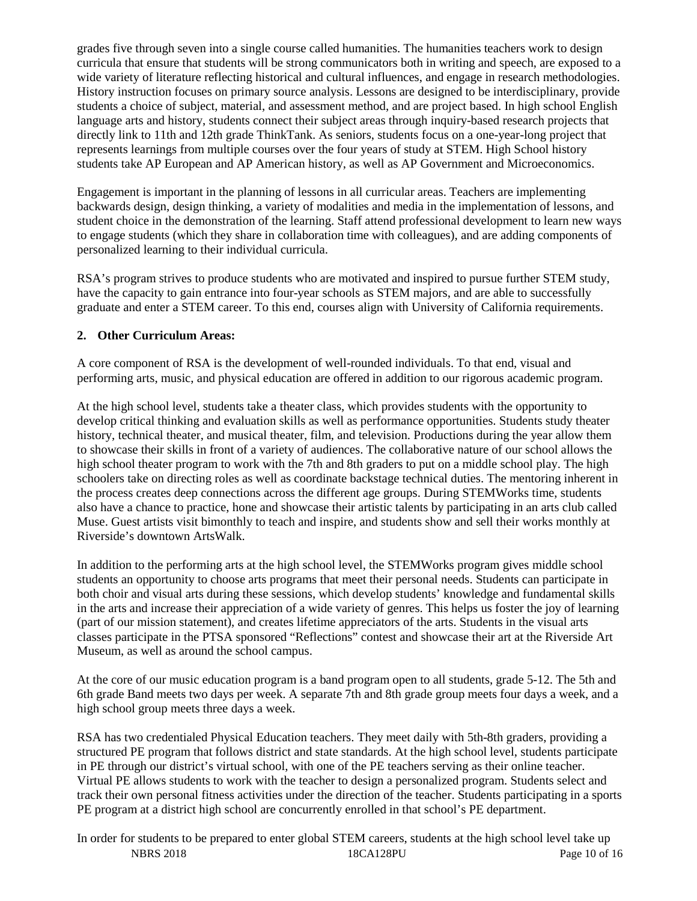grades five through seven into a single course called humanities. The humanities teachers work to design curricula that ensure that students will be strong communicators both in writing and speech, are exposed to a wide variety of literature reflecting historical and cultural influences, and engage in research methodologies. History instruction focuses on primary source analysis. Lessons are designed to be interdisciplinary, provide students a choice of subject, material, and assessment method, and are project based. In high school English language arts and history, students connect their subject areas through inquiry-based research projects that directly link to 11th and 12th grade ThinkTank. As seniors, students focus on a one-year-long project that represents learnings from multiple courses over the four years of study at STEM. High School history students take AP European and AP American history, as well as AP Government and Microeconomics.

Engagement is important in the planning of lessons in all curricular areas. Teachers are implementing backwards design, design thinking, a variety of modalities and media in the implementation of lessons, and student choice in the demonstration of the learning. Staff attend professional development to learn new ways to engage students (which they share in collaboration time with colleagues), and are adding components of personalized learning to their individual curricula.

RSA's program strives to produce students who are motivated and inspired to pursue further STEM study, have the capacity to gain entrance into four-year schools as STEM majors, and are able to successfully graduate and enter a STEM career. To this end, courses align with University of California requirements.

**2. Other Curriculum Areas:**

A core component of RSA is the development of well-rounded individuals. To that end, visual and performing arts, music, and physical education are offered in addition to our rigorous academic program.

At the high school level, students take a theater class, which provides students with the opportunity to develop critical thinking and evaluation skills as well as performance opportunities. Students study theater history, technical theater, and musical theater, film, and television. Productions during the year allow them to showcase their skills in front of a variety of audiences. The collaborative nature of our school allows the high school theater program to work with the 7th and 8th graders to put on a middle school play. The high schoolers take on directing roles as well as coordinate backstage technical duties. The mentoring inherent in the process creates deep connections across the different age groups. During STEMWorks time, students also have a chance to practice, hone and showcase their artistic talents by participating in an arts club called Muse. Guest artists visit bimonthly to teach and inspire, and students show and sell their works monthly at Riverside's downtown ArtsWalk.

In addition to the performing arts at the high school level, the STEMWorks program gives middle school students an opportunity to choose arts programs that meet their personal needs. Students can participate in both choir and visual arts during these sessions, which develop students' knowledge and fundamental skills in the arts and increase their appreciation of a wide variety of genres. This helps us foster the joy of learning (part of our mission statement), and creates lifetime appreciators of the arts. Students in the visual arts classes participate in the PTSA sponsored "Reflections" contest and showcase their art at the Riverside Art Museum, as well as around the school campus.

At the core of our music education program is a band program open to all students, grade 5-12. The 5th and 6th grade Band meets two days per week. A separate 7th and 8th grade group meets four days a week, and a high school group meets three days a week.

RSA has two credentialed Physical Education teachers. They meet daily with 5th-8th graders, providing a structured PE program that follows district and state standards. At the high school level, students participate in PE through our district's virtual school, with one of the PE teachers serving as their online teacher. Virtual PE allows students to work with the teacher to design a personalized program. Students select and track their own personal fitness activities under the direction of the teacher. Students participating in a sports PE program at a district high school are concurrently enrolled in that school's PE department.

In order for students to be prepared to enter global STEM careers, students at the high school level take up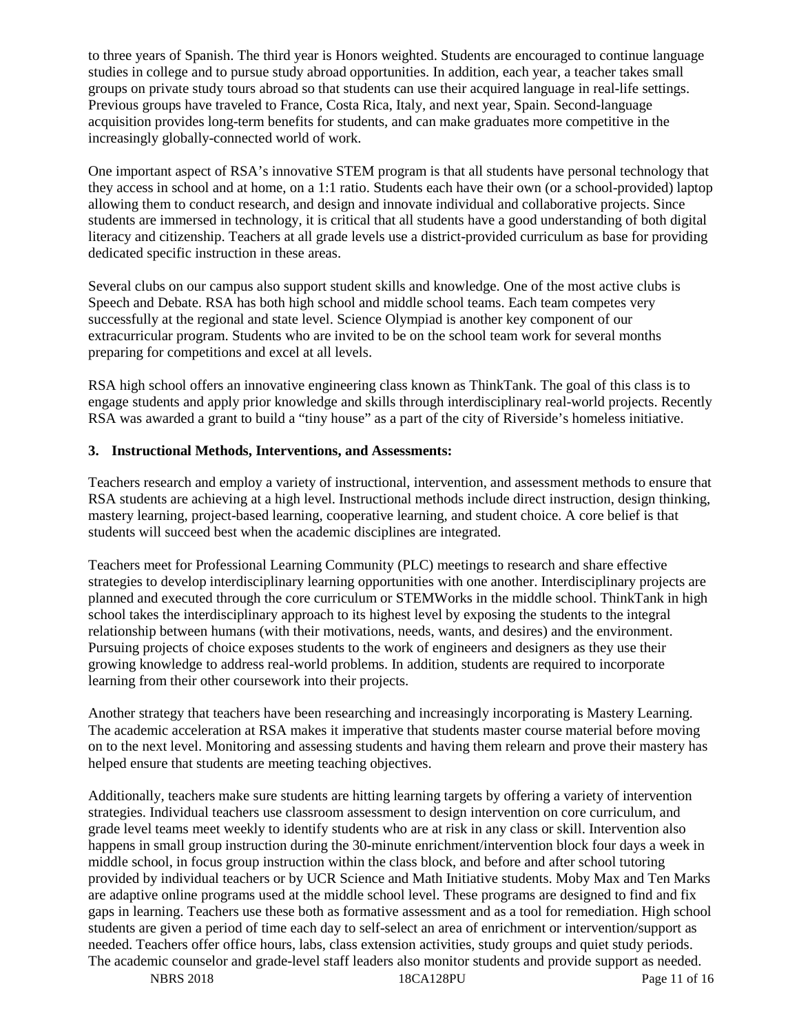to three years of Spanish. The third year is Honors weighted. Students are encouraged to continue language studies in college and to pursue study abroad opportunities. In addition, each year, a teacher takes small groups on private study tours abroad so that students can use their acquired language in real-life settings. Previous groups have traveled to France, Costa Rica, Italy, and next year, Spain. Second-language acquisition provides long-term benefits for students, and can make graduates more competitive in the increasingly globally-connected world of work.

One important aspect of RSA's innovative STEM program is that all students have personal technology that they access in school and at home, on a 1:1 ratio. Students each have their own (or a school-provided) laptop allowing them to conduct research, and design and innovate individual and collaborative projects. Since students are immersed in technology, it is critical that all students have a good understanding of both digital literacy and citizenship. Teachers at all grade levels use a district-provided curriculum as base for providing dedicated specific instruction in these areas.

Several clubs on our campus also support student skills and knowledge. One of the most active clubs is Speech and Debate. RSA has both high school and middle school teams. Each team competes very successfully at the regional and state level. Science Olympiad is another key component of our extracurricular program. Students who are invited to be on the school team work for several months preparing for competitions and excel at all levels.

RSA high school offers an innovative engineering class known as ThinkTank. The goal of this class is to engage students and apply prior knowledge and skills through interdisciplinary real-world projects. Recently RSA was awarded a grant to build a "tiny house" as a part of the city of Riverside's homeless initiative.

**3. Instructional Methods, Interventions, and Assessments:**

Teachers research and employ a variety of instructional, intervention, and assessment methods to ensure that RSA students are achieving at a high level. Instructional methods include direct instruction, design thinking, mastery learning, project-based learning, cooperative learning, and student choice. A core belief is that students will succeed best when the academic disciplines are integrated.

Teachers meet for Professional Learning Community (PLC) meetings to research and share effective strategies to develop interdisciplinary learning opportunities with one another. Interdisciplinary projects are planned and executed through the core curriculum or STEMWorks in the middle school. ThinkTank in high school takes the interdisciplinary approach to its highest level by exposing the students to the integral relationship between humans (with their motivations, needs, wants, and desires) and the environment. Pursuing projects of choice exposes students to the work of engineers and designers as they use their growing knowledge to address real-world problems. In addition, students are required to incorporate learning from their other coursework into their projects.

Another strategy that teachers have been researching and increasingly incorporating is Mastery Learning. The academic acceleration at RSA makes it imperative that students master course material before moving on to the next level. Monitoring and assessing students and having them relearn and prove their mastery has helped ensure that students are meeting teaching objectives.

Additionally, teachers make sure students are hitting learning targets by offering a variety of intervention strategies. Individual teachers use classroom assessment to design intervention on core curriculum, and grade level teams meet weekly to identify students who are at risk in any class or skill. Intervention also happens in small group instruction during the 30-minute enrichment/intervention block four days a week in middle school, in focus group instruction within the class block, and before and after school tutoring provided by individual teachers or by UCR Science and Math Initiative students. Moby Max and Ten Marks are adaptive online programs used at the middle school level. These programs are designed to find and fix gaps in learning. Teachers use these both as formative assessment and as a tool for remediation. High school students are given a period of time each day to self-select an area of enrichment or intervention/support as needed. Teachers offer office hours, labs, class extension activities, study groups and quiet study periods. The academic counselor and grade-level staff leaders also monitor students and provide support as needed.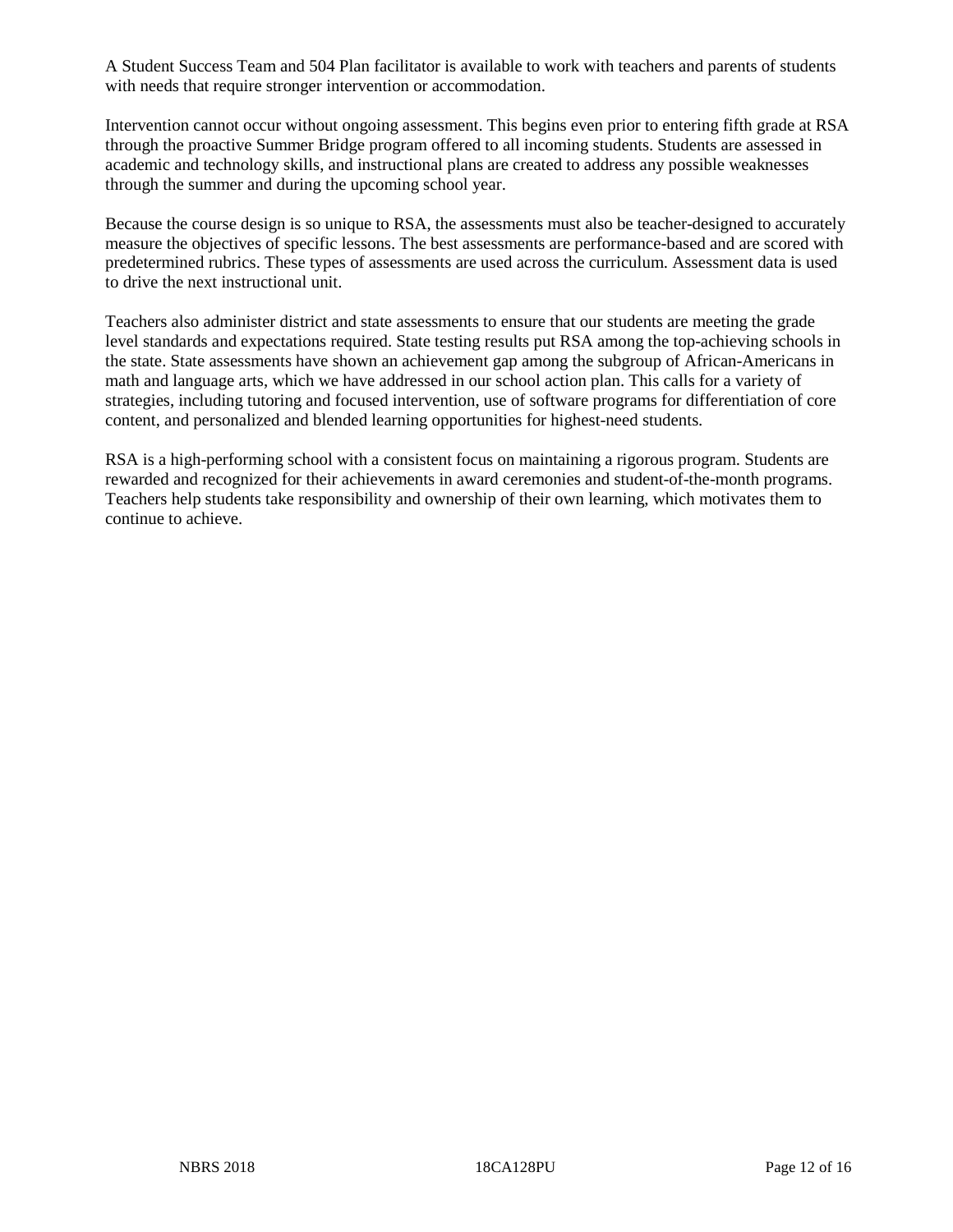A Student Success Team and 504 Plan facilitator is available to work with teachers and parents of students with needs that require stronger intervention or accommodation.

Intervention cannot occur without ongoing assessment. This begins even prior to entering fifth grade at RSA through the proactive Summer Bridge program offered to all incoming students. Students are assessed in academic and technology skills, and instructional plans are created to address any possible weaknesses through the summer and during the upcoming school year.

Because the course design is so unique to RSA, the assessments must also be teacher-designed to accurately measure the objectives of specific lessons. The best assessments are performance-based and are scored with predetermined rubrics. These types of assessments are used across the curriculum. Assessment data is used to drive the next instructional unit.

Teachers also administer district and state assessments to ensure that our students are meeting the grade level standards and expectations required. State testing results put RSA among the top-achieving schools in the state. State assessments have shown an achievement gap among the subgroup of African-Americans in math and language arts, which we have addressed in our school action plan. This calls for a variety of strategies, including tutoring and focused intervention, use of software programs for differentiation of core content, and personalized and blended learning opportunities for highest-need students.

RSA is a high-performing school with a consistent focus on maintaining a rigorous program. Students are rewarded and recognized for their achievements in award ceremonies and student-of-the-month programs. Teachers help students take responsibility and ownership of their own learning, which motivates them to continue to achieve.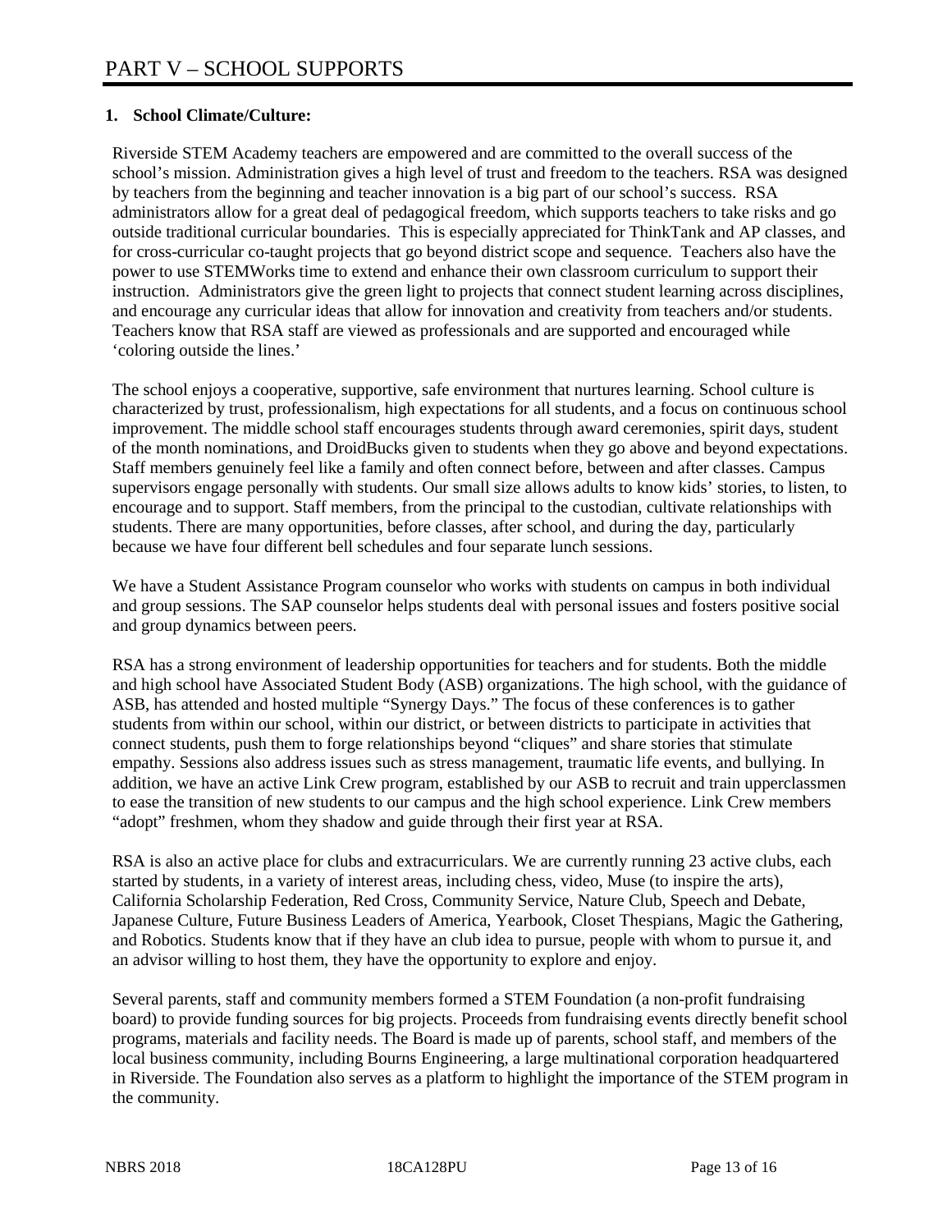# PART V – SCHOOL SUPPORTS

**1. School Climate/Culture:**

Riverside STEM Academy teachers are empowered and are committed to the overall success of the school's mission. Administration gives a high level of trust and freedom to the teachers. RSA was designed by teachers from the beginning and teacher innovation is a big part of our school's success. RSA administrators allow for a great deal of pedagogical freedom, which supports teachers to take risks and go outside traditional curricular boundaries. This is especially appreciated for ThinkTank and AP classes, and for cross-curricular co-taught projects that go beyond district scope and sequence. Teachers also have the power to use STEMWorks time to extend and enhance their own classroom curriculum to support their instruction. Administrators give the green light to projects that connect student learning across disciplines, and encourage any curricular ideas that allow for innovation and creativity from teachers and/or students. Teachers know that RSA staff are viewed as professionals and are supported and encouraged while 'coloring outside the lines.'

The school enjoys a cooperative, supportive, safe environment that nurtures learning. School culture is characterized by trust, professionalism, high expectations for all students, and a focus on continuous school improvement. The middle school staff encourages students through award ceremonies, spirit days, student of the month nominations, and DroidBucks given to students when they go above and beyond expectations. Staff members genuinely feel like a family and often connect before, between and after classes. Campus supervisors engage personally with students. Our small size allows adults to know kids' stories, to listen, to encourage and to support. Staff members, from the principal to the custodian, cultivate relationships with students. There are many opportunities, before classes, after school, and during the day, particularly because we have four different bell schedules and four separate lunch sessions.

We have a Student Assistance Program counselor who works with students on campus in both individual and group sessions. The SAP counselor helps students deal with personal issues and fosters positive social and group dynamics between peers.

RSA has a strong environment of leadership opportunities for teachers and for students. Both the middle and high school have Associated Student Body (ASB) organizations. The high school, with the guidance of ASB, has attended and hosted multiple "Synergy Days." The focus of these conferences is to gather students from within our school, within our district, or between districts to participate in activities that connect students, push them to forge relationships beyond "cliques" and share stories that stimulate empathy. Sessions also address issues such as stress management, traumatic life events, and bullying. In addition, we have an active Link Crew program, established by our ASB to recruit and train upperclassmen to ease the transition of new students to our campus and the high school experience. Link Crew members "adopt" freshmen, whom they shadow and guide through their first year at RSA.

RSA is also an active place for clubs and extracurriculars. We are currently running 23 active clubs, each started by students, in a variety of interest areas, including chess, video, Muse (to inspire the arts), California Scholarship Federation, Red Cross, Community Service, Nature Club, Speech and Debate, Japanese Culture, Future Business Leaders of America, Yearbook, Closet Thespians, Magic the Gathering, and Robotics. Students know that if they have an club idea to pursue, people with whom to pursue it, and an advisor willing to host them, they have the opportunity to explore and enjoy.

Several parents, staff and community members formed a STEM Foundation (a non-profit fundraising board) to provide funding sources for big projects. Proceeds from fundraising events directly benefit school programs, materials and facility needs. The Board is made up of parents, school staff, and members of the local business community, including Bourns Engineering, a large multinational corporation headquartered in Riverside. The Foundation also serves as a platform to highlight the importance of the STEM program in the community.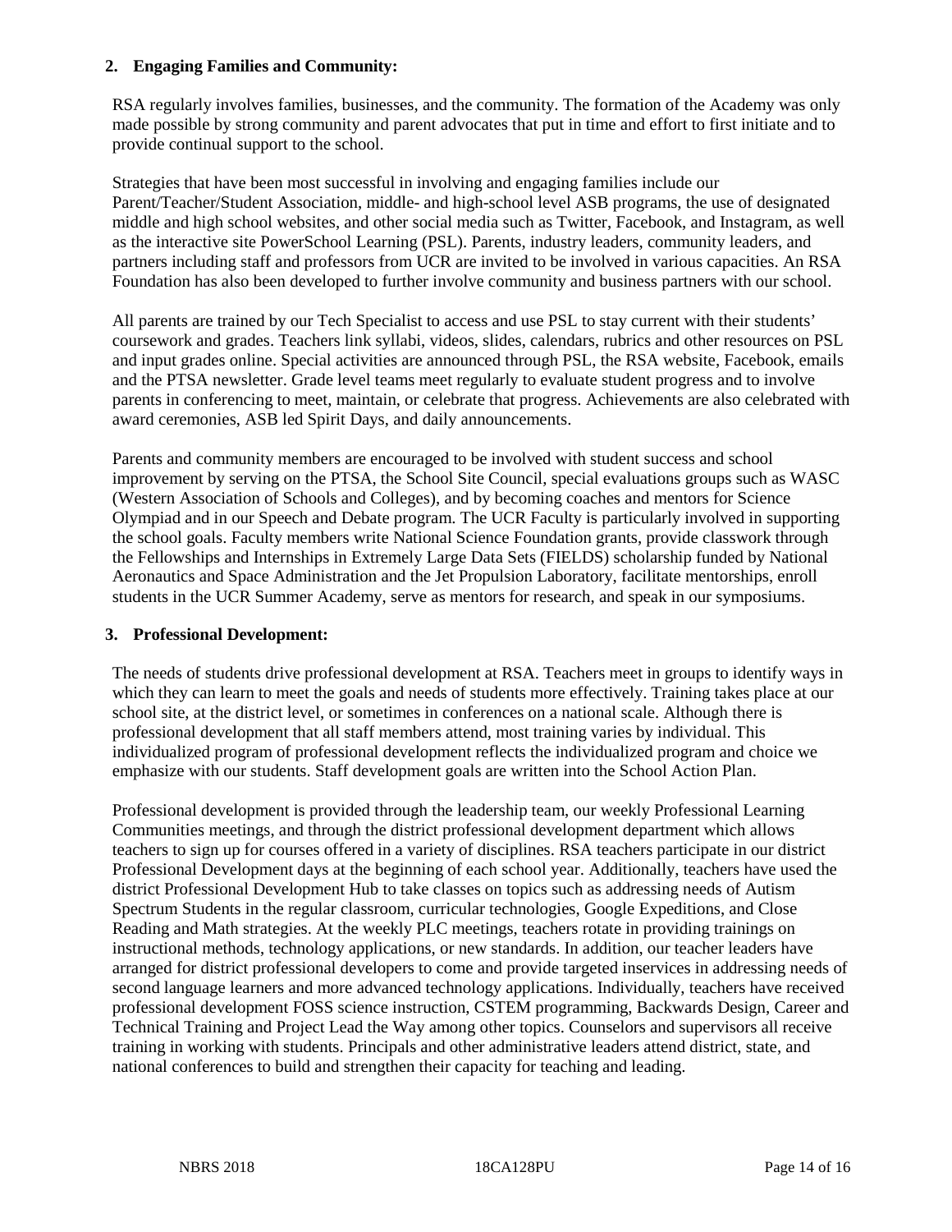### 2. Engaging Families and Community:

RSA regularly involves families, businesses, and the community. The formation of the Academy was only made possible by strong community and parent advocates that put in time and effort to first initiate and to provide continual support to the school.

Strategies that have been most successful in involving and engaging families include our Parent/Teacher/Student Association, middle- and high-school level ASB programs, the use of designated middle and high school websites, and other social media such as Twitter, Facebook, and Instagram, as well as the interactive site PowerSchool Learning (PSL). Parents, industry leaders, community leaders, and partners including staff and professors from UCR are invited to be involved in various capacities. An RSA Foundation has also been developed to further involve community and business partners with our school.

All parents are trained by our Tech Specialist to access and use PSL to stay current with their students' coursework and grades. Teachers link syllabi, videos, slides, calendars, rubrics and other resources on PSL and input grades online. Special activities are announced through PSL, the RSA website, Facebook, emails and the PTSA newsletter. Grade level teams meet regularly to evaluate student progress and to involve parents in conferencing to meet, maintain, or celebrate that progress. Achievements are also celebrated with award ceremonies, ASB led Spirit Days, and daily announcements.

Parents and community members are encouraged to be involved with student success and school improvement by serving on the PTSA, the School Site Council, special evaluations groups such as WASC (Western Association of Schools and Colleges), and by becoming coaches and mentors for Science Olympiad and in our Speech and Debate program. The UCR Faculty is particularly involved in supporting the school goals. Faculty members write National Science Foundation grants, provide classwork through the Fellowships and Internships in Extremely Large Data Sets (FIELDS) scholarship funded by National Aeronautics and Space Administration and the Jet Propulsion Laboratory, facilitate mentorships, enroll students in the UCR Summer Academy, serve as mentors for research, and speak in our symposiums.

### 3. Professional Development:

The needs of students drive professional development at RSA. Teachers meet in groups to identify ways in which they can learn to meet the goals and needs of students more effectively. Training takes place at our school site, at the district level, or sometimes in conferences on a national scale. Although there is professional development that all staff members attend, most training varies by individual. This individualized program of professional development reflects the individualized program and choice we emphasize with our students. Staff development goals are written into the School Action Plan.

Professional development is provided through the leadership team, our weekly Professional Learning Communities meetings, and through the district professional development department which allows teachers to sign up for courses offered in a variety of disciplines. RSA teachers participate in our district Professional Development days at the beginning of each school year. Additionally, teachers have used the district Professional Development Hub to take classes on topics such as addressing needs of Autism Spectrum Students in the regular classroom, curricular technologies, Google Expeditions, and Close Reading and Math strategies. At the weekly PLC meetings, teachers rotate in providing trainings on instructional methods, technology applications, or new standards. In addition, our teacher leaders have arranged for district professional developers to come and provide targeted inservices in addressing needs of second language learners and more advanced technology applications. Individually, teachers have received professional development FOSS science instruction, CSTEM programming, Backwards Design, Career and Technical Training and Project Lead the Way among other topics. Counselors and supervisors all receive training in working with students. Principals and other administrative leaders attend district, state, and national conferences to build and strengthen their capacity for teaching and leading.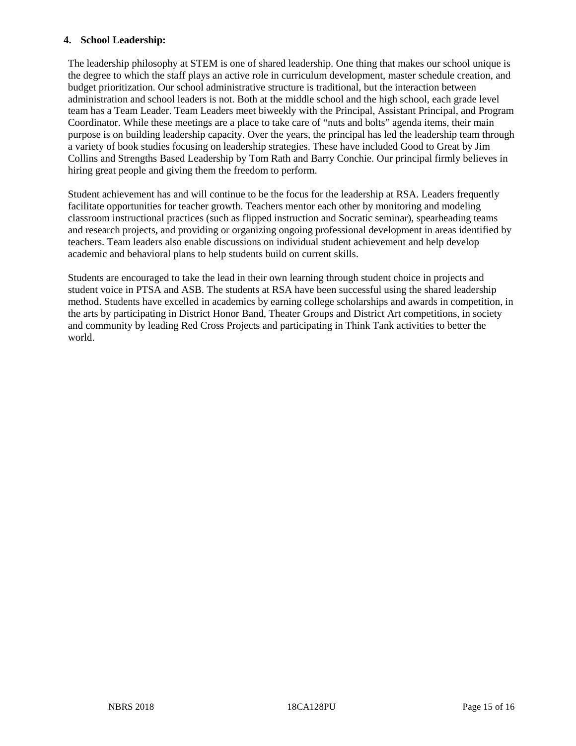**4. School Leadership:**

The leadership philosophy at STEM is one of shared leadership. One thing that makes our school unique is the degree to which the staff plays an active role in curriculum development, master schedule creation, and budget prioritization. Our school administrative structure is traditional, but the interaction between administration and school leaders is not. Both at the middle school and the high school, each grade level team has a Team Leader. Team Leaders meet biweekly with the Principal, Assistant Principal, and Program Coordinator. While these meetings are a place to take care of "nuts and bolts" agenda items, their main purpose is on building leadership capacity. Over the years, the principal has led the leadership team through a variety of book studies focusing on leadership strategies. These have included Good to Great by Jim Collins and Strengths Based Leadership by Tom Rath and Barry Conchie. Our principal firmly believes in hiring great people and giving them the freedom to perform.

Student achievement has and will continue to be the focus for the leadership at RSA. Leaders frequently facilitate opportunities for teacher growth. Teachers mentor each other by monitoring and modeling classroom instructional practices (such as flipped instruction and Socratic seminar), spearheading teams and research projects, and providing or organizing ongoing professional development in areas identified by teachers. Team leaders also enable discussions on individual student achievement and help develop academic and behavioral plans to help students build on current skills.

Students are encouraged to take the lead in their own learning through student choice in projects and student voice in PTSA and ASB. The students at RSA have been successful using the shared leadership method. Students have excelled in academics by earning college scholarships and awards in competition, in the arts by participating in District Honor Band, Theater Groups and District Art competitions, in society and community by leading Red Cross Projects and participating in Think Tank activities to better the world.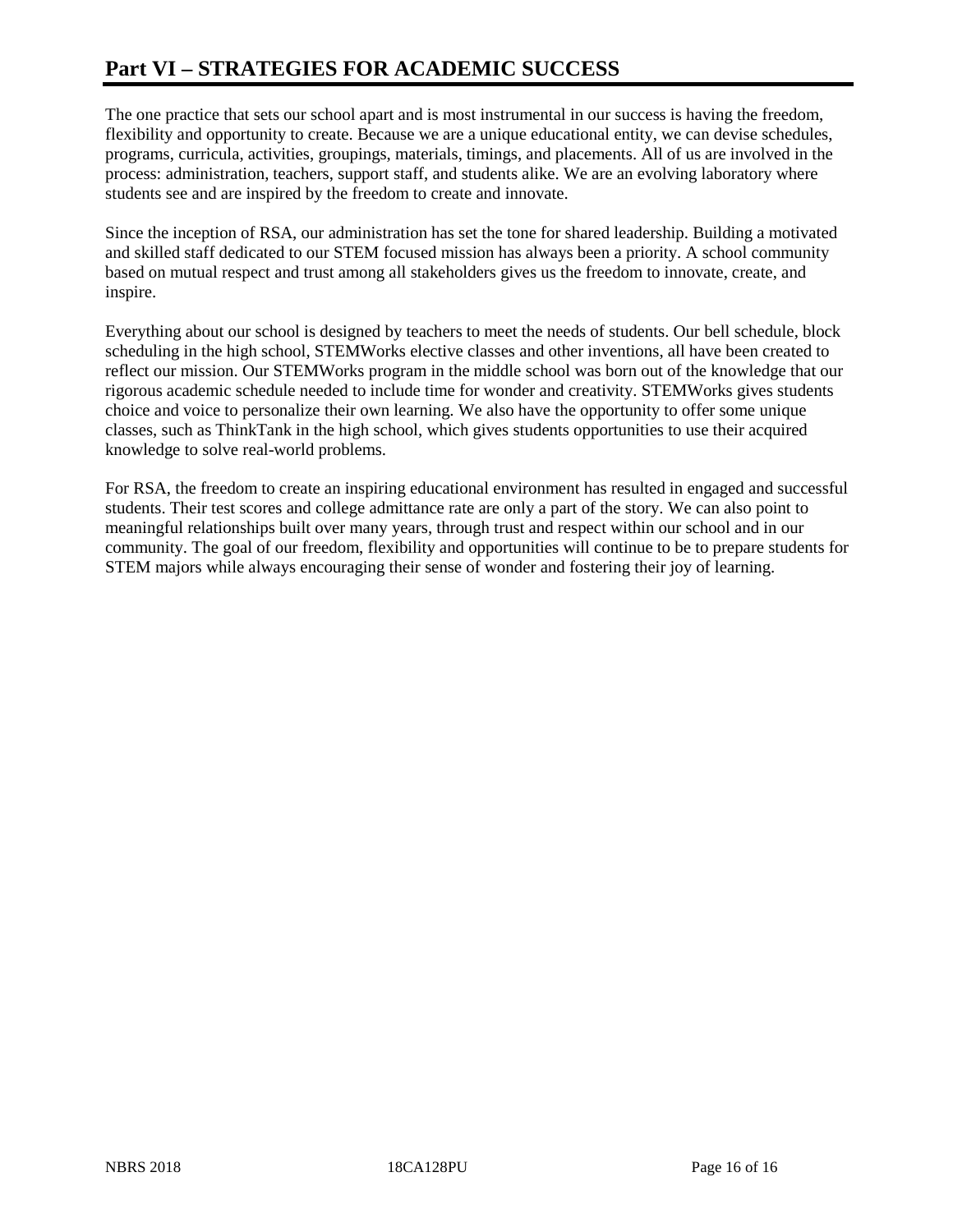# Part VI – STRATEGIES FOR ACADEMIC SUCCESS

The one practice that sets our school apart and is most instrumental in our success is having the freedom, flexibility and opportunity to create. Because we are a unique educational entity, we can devise schedules, programs, curricula, activities, groupings, materials, timings, and placements. All of us are involved in the process: administration, teachers, support staff, and students alike. We are an evolving laboratory where students see and are inspired by the freedom to create and innovate.

Since the inception of RSA, our administration has set the tone for shared leadership. Building a motivated and skilled staff dedicated to our STEM focused mission has always been a priority. A school community based on mutual respect and trust among all stakeholders gives us the freedom to innovate, create, and inspire.

Everything about our school is designed by teachers to meet the needs of students. Our bell schedule, block scheduling in the high school, STEMWorks elective classes and other inventions, all have been created to reflect our mission. Our STEMWorks program in the middle school was born out of the knowledge that our rigorous academic schedule needed to include time for wonder and creativity. STEMWorks gives students choice and voice to personalize their own learning. We also have the opportunity to offer some unique classes, such as ThinkTank in the high school, which gives students opportunities to use their acquired knowledge to solve real-world problems.

For RSA, the freedom to create an inspiring educational environment has resulted in engaged and successful students. Their test scores and college admittance rate are only a part of the story. We can also point to meaningful relationships built over many years, through trust and respect within our school and in our community. The goal of our freedom, flexibility and opportunities will continue to be to prepare students for STEM majors while always encouraging their sense of wonder and fostering their joy of learning.